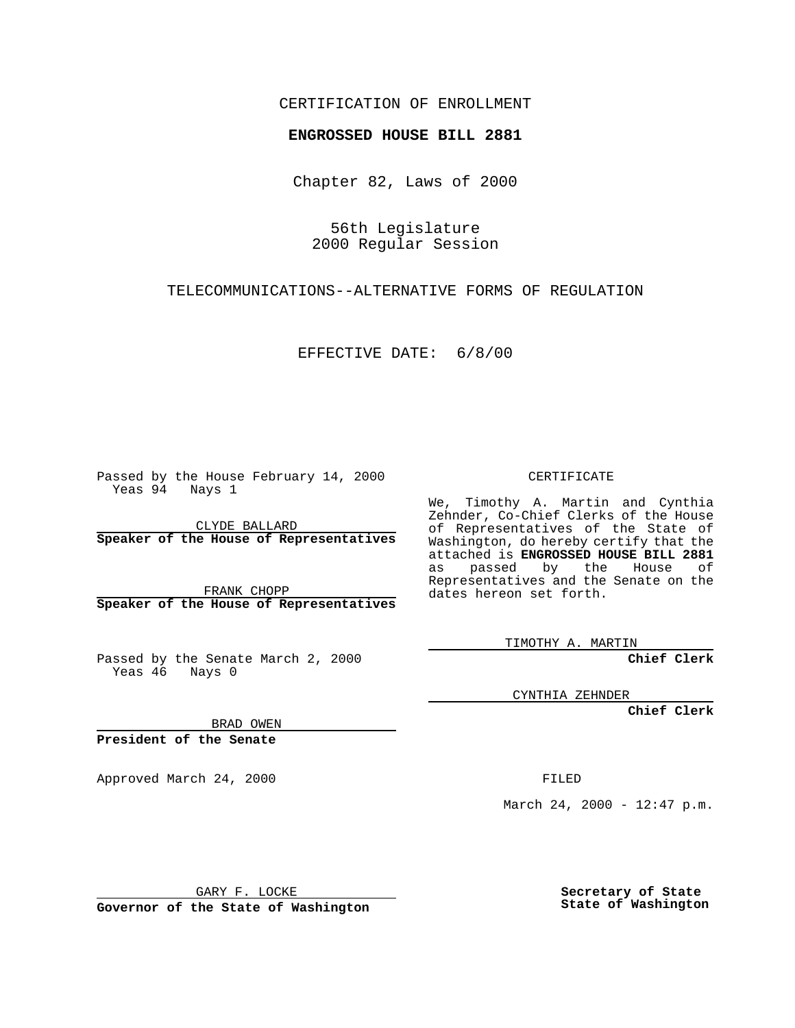CERTIFICATION OF ENROLLMENT

**ENGROSSED HOUSE BILL 2881**

Chapter 82, Laws of 2000

56th Legislature
2000 Regular Session

TELECOMMUNICATIONS--ALTERNATIVE FORMS OF REGULATION

EFFECTIVE DATE: 6/8/00

Passed by the House February 14, 2000
Yeas 94 Nays 1

CLYDE BALLARD
**Speaker of the House of Representatives**

FRANK CHOPP
**Speaker of the House of Representatives**

Passed by the Senate March 2, 2000
Yeas 46 Nays 0

BRAD OWEN
**President of the Senate**

Approved March 24, 2000

GARY F. LOCKE
**Governor of the State of Washington**

CERTIFICATE

We, Timothy A. Martin and Cynthia Zehnder, Co-Chief Clerks of the House of Representatives of the State of Washington, do hereby certify that the attached is **ENGROSSED HOUSE BILL 2881** as passed by the House of Representatives and the Senate on the dates hereon set forth.

TIMOTHY A. MARTIN
**Chief Clerk**

CYNTHIA ZEHNDER
**Chief Clerk**

FILED

March 24, 2000 - 12:47 p.m.

**Secretary of State**
**State of Washington**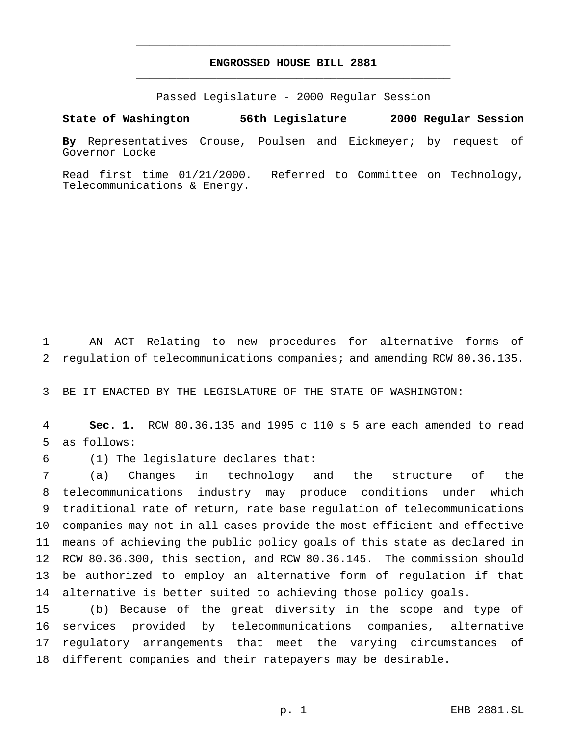# ENGROSSED HOUSE BILL 2881

Passed Legislature - 2000 Regular Session

**State of Washington 56th Legislature 2000 Regular Session**

**By** Representatives Crouse, Poulsen and Eickmeyer; by request of Governor Locke

Read first time 01/21/2000. Referred to Committee on Technology, Telecommunications & Energy.

AN ACT Relating to new procedures for alternative forms of regulation of telecommunications companies; and amending RCW 80.36.135.

BE IT ENACTED BY THE LEGISLATURE OF THE STATE OF WASHINGTON:

**Sec. 1.** RCW 80.36.135 and 1995 c 110 s 5 are each amended to read as follows:

(1) The legislature declares that:

(a) Changes in technology and the structure of the telecommunications industry may produce conditions under which traditional rate of return, rate base regulation of telecommunications companies may not in all cases provide the most efficient and effective means of achieving the public policy goals of this state as declared in RCW 80.36.300, this section, and RCW 80.36.145. The commission should be authorized to employ an alternative form of regulation if that alternative is better suited to achieving those policy goals.

(b) Because of the great diversity in the scope and type of services provided by telecommunications companies, alternative regulatory arrangements that meet the varying circumstances of different companies and their ratepayers may be desirable.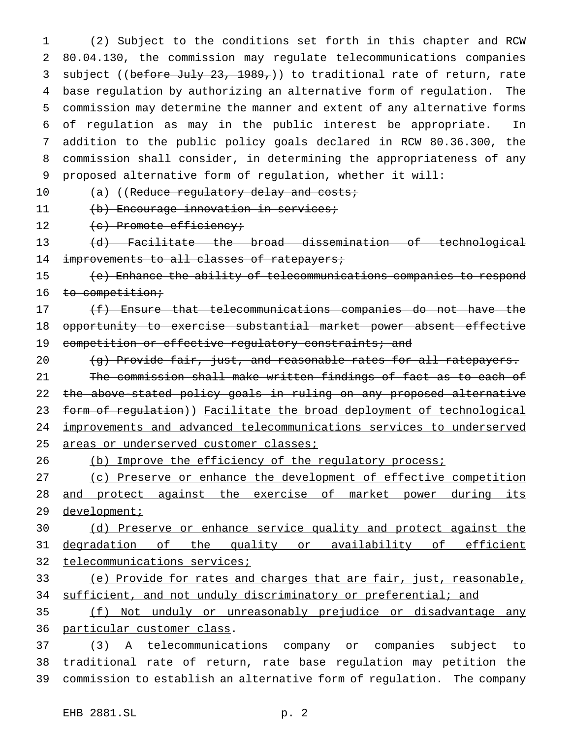(2) Subject to the conditions set forth in this chapter and RCW 80.04.130, the commission may regulate telecommunications companies subject ((~~before July 23, 1989,~~)) to traditional rate of return, rate base regulation by authorizing an alternative form of regulation. The commission may determine the manner and extent of any alternative forms of regulation as may in the public interest be appropriate. In addition to the public policy goals declared in RCW 80.36.300, the commission shall consider, in determining the appropriateness of any proposed alternative form of regulation, whether it will:

(a) ((~~Reduce regulatory delay and costs;~~

~~(b) Encourage innovation in services;~~

~~(c) Promote efficiency;~~

~~(d) Facilitate the broad dissemination of technological improvements to all classes of ratepayers;~~

~~(e) Enhance the ability of telecommunications companies to respond to competition;~~

~~(f) Ensure that telecommunications companies do not have the opportunity to exercise substantial market power absent effective competition or effective regulatory constraints; and~~

~~(g) Provide fair, just, and reasonable rates for all ratepayers.~~

~~The commission shall make written findings of fact as to each of the above-stated policy goals in ruling on any proposed alternative form of regulation~~)) <u>Facilitate the broad deployment of technological improvements and advanced telecommunications services to underserved areas or underserved customer classes;</u>

<u>(b) Improve the efficiency of the regulatory process;</u>

<u>(c) Preserve or enhance the development of effective competition and protect against the exercise of market power during its development;</u>

<u>(d) Preserve or enhance service quality and protect against the degradation of the quality or availability of efficient telecommunications services;</u>

<u>(e) Provide for rates and charges that are fair, just, reasonable, sufficient, and not unduly discriminatory or preferential; and</u>

<u>(f) Not unduly or unreasonably prejudice or disadvantage any particular customer class</u>.

(3) A telecommunications company or companies subject to traditional rate of return, rate base regulation may petition the commission to establish an alternative form of regulation. The company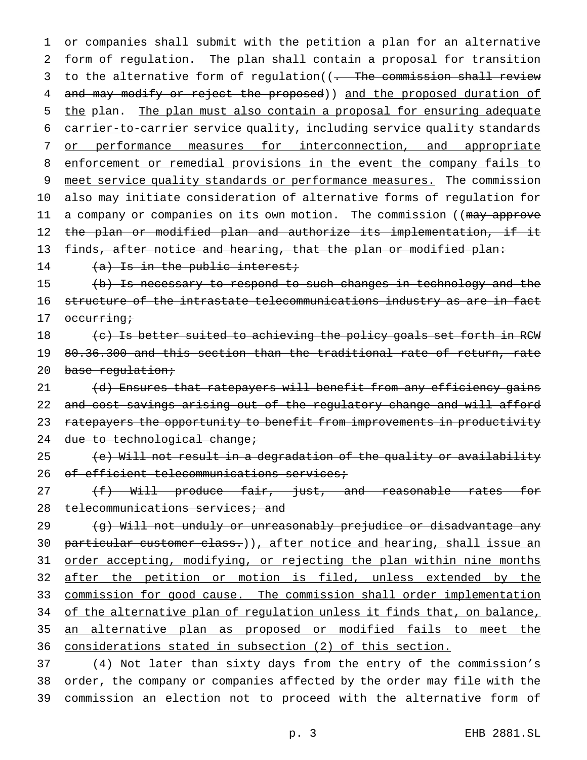or companies shall submit with the petition a plan for an alternative form of regulation. The plan shall contain a proposal for transition to the alternative form of regulation((~~. The commission shall review and may modify or reject the proposed~~)) <u>and the proposed duration of the</u> plan. <u>The plan must also contain a proposal for ensuring adequate carrier-to-carrier service quality, including service quality standards or performance measures for interconnection, and appropriate enforcement or remedial provisions in the event the company fails to meet service quality standards or performance measures.</u> The commission also may initiate consideration of alternative forms of regulation for a company or companies on its own motion. The commission ((~~may approve the plan or modified plan and authorize its implementation, if it finds, after notice and hearing, that the plan or modified plan:~~

~~(a) Is in the public interest;~~

~~(b) Is necessary to respond to such changes in technology and the structure of the intrastate telecommunications industry as are in fact occurring;~~

~~(c) Is better suited to achieving the policy goals set forth in RCW 80.36.300 and this section than the traditional rate of return, rate base regulation;~~

~~(d) Ensures that ratepayers will benefit from any efficiency gains and cost savings arising out of the regulatory change and will afford ratepayers the opportunity to benefit from improvements in productivity due to technological change;~~

~~(e) Will not result in a degradation of the quality or availability of efficient telecommunications services;~~

~~(f) Will produce fair, just, and reasonable rates for telecommunications services; and~~

~~(g) Will not unduly or unreasonably prejudice or disadvantage any particular customer class.~~))<u>, after notice and hearing, shall issue an order accepting, modifying, or rejecting the plan within nine months after the petition or motion is filed, unless extended by the commission for good cause. The commission shall order implementation of the alternative plan of regulation unless it finds that, on balance, an alternative plan as proposed or modified fails to meet the considerations stated in subsection (2) of this section.</u>

(4) Not later than sixty days from the entry of the commission's order, the company or companies affected by the order may file with the commission an election not to proceed with the alternative form of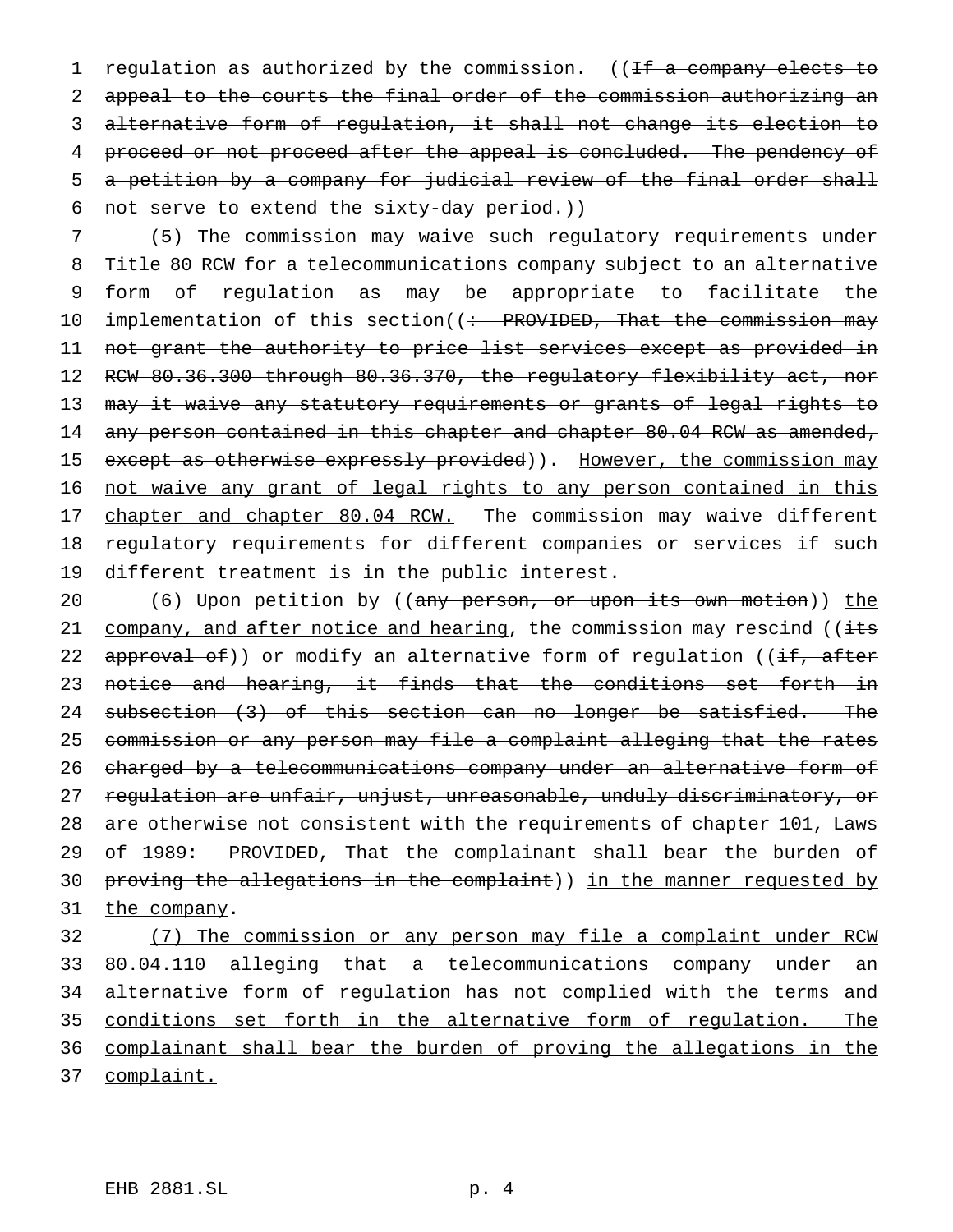regulation as authorized by the commission. ((~~If a company elects to appeal to the courts the final order of the commission authorizing an alternative form of regulation, it shall not change its election to proceed or not proceed after the appeal is concluded. The pendency of a petition by a company for judicial review of the final order shall not serve to extend the sixty-day period.~~))

(5) The commission may waive such regulatory requirements under Title 80 RCW for a telecommunications company subject to an alternative form of regulation as may be appropriate to facilitate the implementation of this section((~~: PROVIDED, That the commission may not grant the authority to price list services except as provided in RCW 80.36.300 through 80.36.370, the regulatory flexibility act, nor may it waive any statutory requirements or grants of legal rights to any person contained in this chapter and chapter 80.04 RCW as amended, except as otherwise expressly provided~~)). <u>However, the commission may not waive any grant of legal rights to any person contained in this chapter and chapter 80.04 RCW.</u> The commission may waive different regulatory requirements for different companies or services if such different treatment is in the public interest.

(6) Upon petition by ((~~any person, or upon its own motion~~)) <u>the company, and after notice and hearing</u>, the commission may rescind ((~~its approval of~~)) <u>or modify</u> an alternative form of regulation ((~~if, after notice and hearing, it finds that the conditions set forth in subsection (3) of this section can no longer be satisfied. The commission or any person may file a complaint alleging that the rates charged by a telecommunications company under an alternative form of regulation are unfair, unjust, unreasonable, unduly discriminatory, or are otherwise not consistent with the requirements of chapter 101, Laws of 1989: PROVIDED, That the complainant shall bear the burden of proving the allegations in the complaint~~)) <u>in the manner requested by the company</u>.

<u>(7) The commission or any person may file a complaint under RCW 80.04.110 alleging that a telecommunications company under an alternative form of regulation has not complied with the terms and conditions set forth in the alternative form of regulation. The complainant shall bear the burden of proving the allegations in the complaint.</u>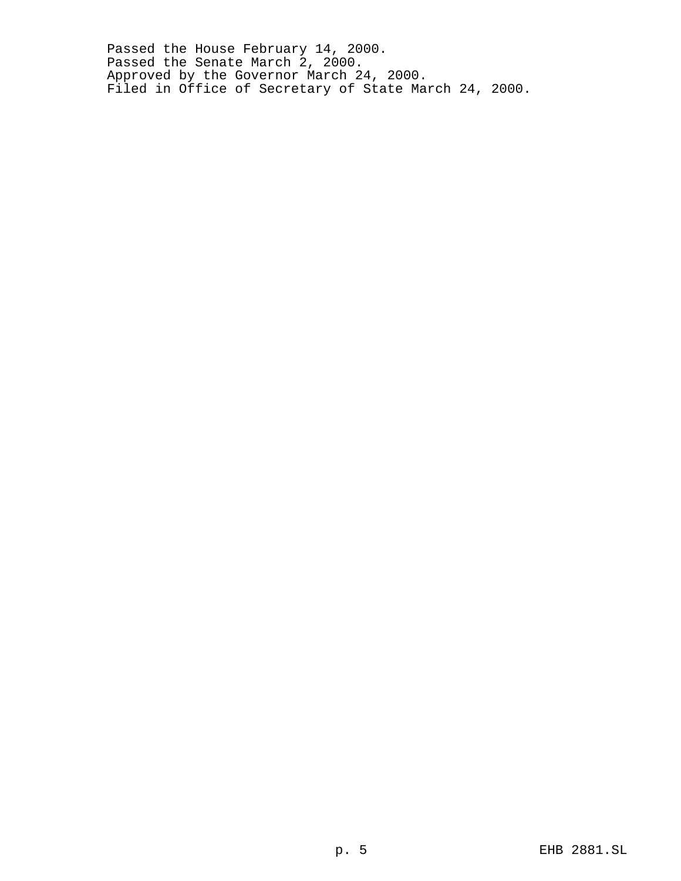Passed the House February 14, 2000.
Passed the Senate March 2, 2000.
Approved by the Governor March 24, 2000.
Filed in Office of Secretary of State March 24, 2000.